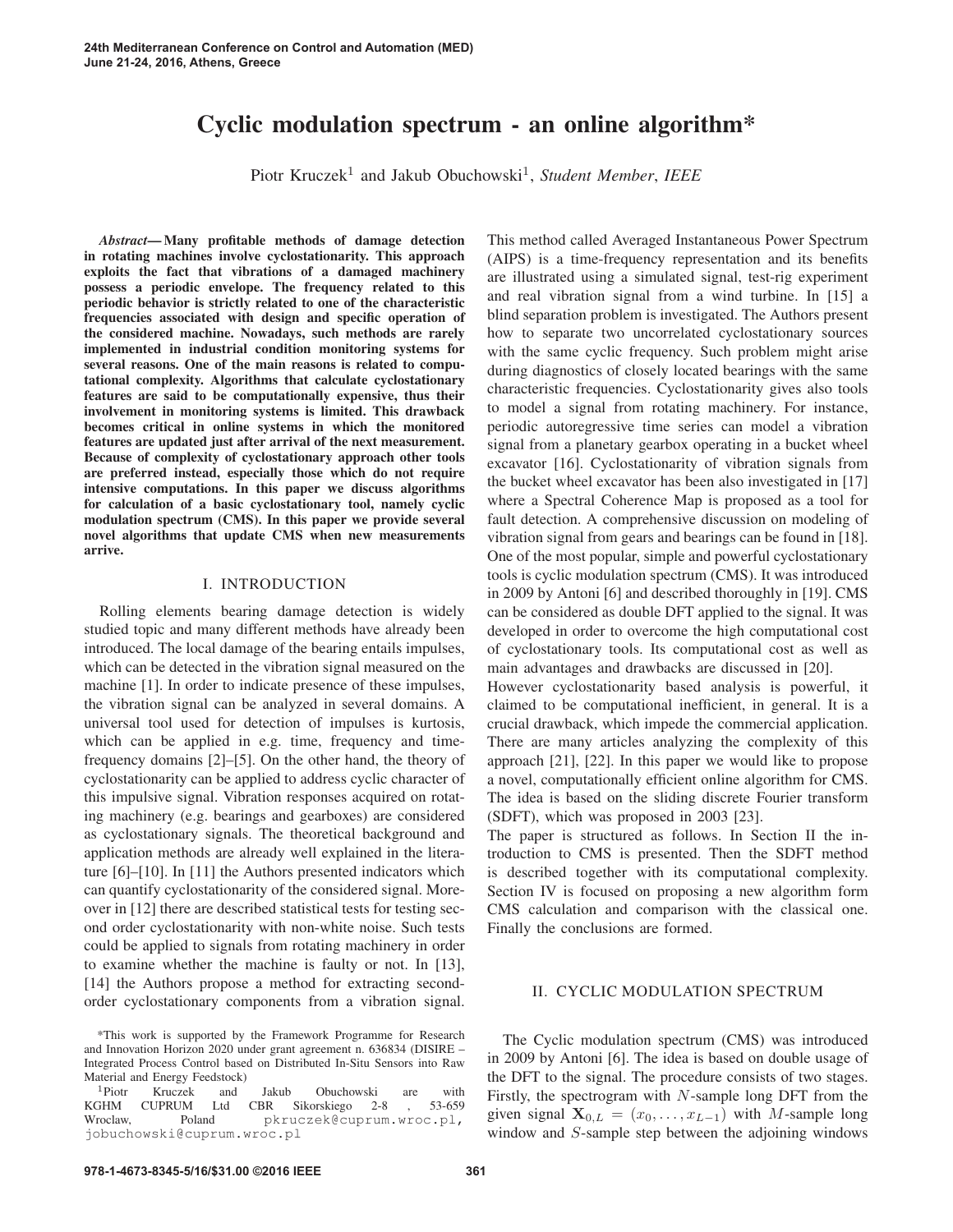# Cyclic modulation spectrum - an online algorithm*

Piotr Kruczek[1] and Jakub Obuchowski[1], *Student Member, IEEE*

***Abstract*— Many profitable methods of damage detection in rotating machines involve cyclostationarity. This approach exploits the fact that vibrations of a damaged machinery possess a periodic envelope. The frequency related to this periodic behavior is strictly related to one of the characteristic frequencies associated with design and specific operation of the considered machine. Nowadays, such methods are rarely implemented in industrial condition monitoring systems for several reasons. One of the main reasons is related to computational complexity. Algorithms that calculate cyclostationary features are said to be computationally expensive, thus their involvement in monitoring systems is limited. This drawback becomes critical in online systems in which the monitored features are updated just after arrival of the next measurement. Because of complexity of cyclostationary approach other tools are preferred instead, especially those which do not require intensive computations. In this paper we discuss algorithms for calculation of a basic cyclostationary tool, namely cyclic modulation spectrum (CMS). In this paper we provide several novel algorithms that update CMS when new measurements arrive.**

## I. INTRODUCTION

Rolling elements bearing damage detection is widely studied topic and many different methods have already been introduced. The local damage of the bearing entails impulses, which can be detected in the vibration signal measured on the machine [1]. In order to indicate presence of these impulses, the vibration signal can be analyzed in several domains. A universal tool used for detection of impulses is kurtosis, which can be applied in e.g. time, frequency and time-frequency domains [2]–[5]. On the other hand, the theory of cyclostationarity can be applied to address cyclic character of this impulsive signal. Vibration responses acquired on rotating machinery (e.g. bearings and gearboxes) are considered as cyclostationary signals. The theoretical background and application methods are already well explained in the literature [6]–[10]. In [11] the Authors presented indicators which can quantify cyclostationarity of the considered signal. Moreover in [12] there are described statistical tests for testing second order cyclostationarity with non-white noise. Such tests could be applied to signals from rotating machinery in order to examine whether the machine is faulty or not. In [13], [14] the Authors propose a method for extracting second-order cyclostationary components from a vibration signal. This method called Averaged Instantaneous Power Spectrum (AIPS) is a time-frequency representation and its benefits are illustrated using a simulated signal, test-rig experiment and real vibration signal from a wind turbine. In [15] a blind separation problem is investigated. The Authors present how to separate two uncorrelated cyclostationary sources with the same cyclic frequency. Such problem might arise during diagnostics of closely located bearings with the same characteristic frequencies. Cyclostationarity gives also tools to model a signal from rotating machinery. For instance, periodic autoregressive time series can model a vibration signal from a planetary gearbox operating in a bucket wheel excavator [16]. Cyclostationarity of vibration signals from the bucket wheel excavator has been also investigated in [17] where a Spectral Coherence Map is proposed as a tool for fault detection. A comprehensive discussion on modeling of vibration signal from gears and bearings can be found in [18]. One of the most popular, simple and powerful cyclostationary tools is cyclic modulation spectrum (CMS). It was introduced in 2009 by Antoni [6] and described thoroughly in [19]. CMS can be considered as double DFT applied to the signal. It was developed in order to overcome the high computational cost of cyclostationary tools. Its computational cost as well as main advantages and drawbacks are discussed in [20].

However cyclostationarity based analysis is powerful, it claimed to be computational inefficient, in general. It is a crucial drawback, which impede the commercial application. There are many articles analyzing the complexity of this approach [21], [22]. In this paper we would like to propose a novel, computationally efficient online algorithm for CMS. The idea is based on the sliding discrete Fourier transform (SDFT), which was proposed in 2003 [23].

The paper is structured as follows. In Section II the introduction to CMS is presented. Then the SDFT method is described together with its computational complexity. Section IV is focused on proposing a new algorithm form CMS calculation and comparison with the classical one. Finally the conclusions are formed.

## II. CYCLIC MODULATION SPECTRUM

The Cyclic modulation spectrum (CMS) was introduced in 2009 by Antoni [6]. The idea is based on double usage of the DFT to the signal. The procedure consists of two stages. Firstly, the spectrogram with $N$-sample long DFT from the given signal $\mathbf{X}_{0,L} = (x_0, \ldots, x_{L-1})$ with $M$-sample long window and $S$-sample step between the adjoining windows

*This work is supported by the Framework Programme for Research and Innovation Horizon 2020 under grant agreement n. 636834 (DISIRE – Integrated Process Control based on Distributed In-Situ Sensors into Raw Material and Energy Feedstock)

[1]Piotr Kruczek and Jakub Obuchowski are with KGHM CUPRUM Ltd CBR Sikorskiego 2-8 , 53-659 Wroclaw, Poland pkruczek@cuprum.wroc.pl, jobuchowski@cuprum.wroc.pl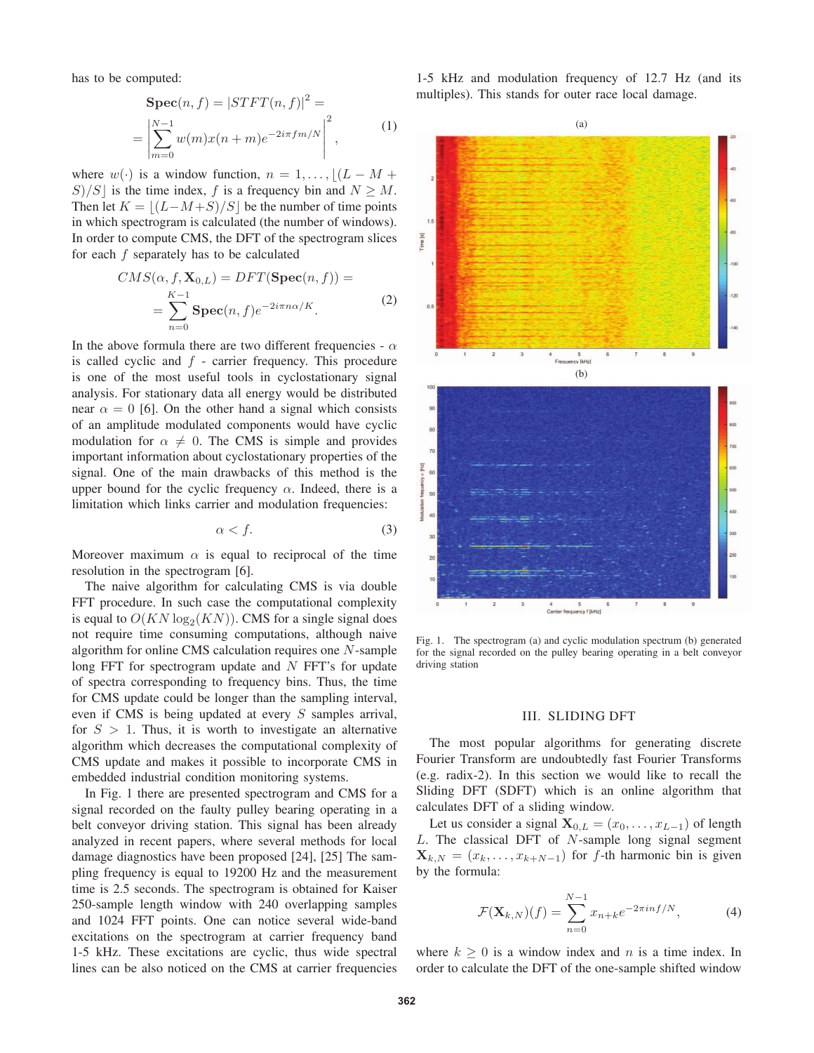has to be computed:

$$\mathbf{Spec}(n, f) = |STFT(n, f)|^2 = \\ = \left| \sum_{m=0}^{N-1} w(m) x(n+m) e^{-2i\pi f m/N} \right|^2, \tag{1}$$

where $w(\cdot)$ is a window function, $n = 1, \ldots, \lfloor (L - M + S)/S \rfloor$ is the time index, $f$ is a frequency bin and $N \geq M$. Then let $K = \lfloor (L - M + S)/S \rfloor$ be the number of time points in which spectrogram is calculated (the number of windows). In order to compute CMS, the DFT of the spectrogram slices for each $f$ separately has to be calculated

$$CMS(\alpha, f, \mathbf{X}_{0,L}) = DFT(\mathbf{Spec}(n, f)) = \\ = \sum_{n=0}^{K-1} \mathbf{Spec}(n, f) e^{-2i\pi n \alpha / K}. \tag{2}$$

In the above formula there are two different frequencies - $\alpha$ is called cyclic and $f$ - carrier frequency. This procedure is one of the most useful tools in cyclostationary signal analysis. For stationary data all energy would be distributed near $\alpha = 0$ [6]. On the other hand a signal which consists of an amplitude modulated components would have cyclic modulation for $\alpha \neq 0$. The CMS is simple and provides important information about cyclostationary properties of the signal. One of the main drawbacks of this method is the upper bound for the cyclic frequency $\alpha$. Indeed, there is a limitation which links carrier and modulation frequencies:

$$\alpha < f. \tag{3}$$

Moreover maximum $\alpha$ is equal to reciprocal of the time resolution in the spectrogram [6].

The naive algorithm for calculating CMS is via double FFT procedure. In such case the computational complexity is equal to $O(KN \log_2(KN))$. CMS for a single signal does not require time consuming computations, although naive algorithm for online CMS calculation requires one $N$-sample long FFT for spectrogram update and $N$ FFT's for update of spectra corresponding to frequency bins. Thus, the time for CMS update could be longer than the sampling interval, even if CMS is being updated at every $S$ samples arrival, for $S > 1$. Thus, it is worth to investigate an alternative algorithm which decreases the computational complexity of CMS update and makes it possible to incorporate CMS in embedded industrial condition monitoring systems.

In Fig. 1 there are presented spectrogram and CMS for a signal recorded on the faulty pulley bearing operating in a belt conveyor driving station. This signal has been already analyzed in recent papers, where several methods for local damage diagnostics have been proposed [24], [25] The sampling frequency is equal to 19200 Hz and the measurement time is 2.5 seconds. The spectrogram is obtained for Kaiser 250-sample length window with 240 overlapping samples and 1024 FFT points. One can notice several wide-band excitations on the spectrogram at carrier frequency band 1-5 kHz. These excitations are cyclic, thus wide spectral lines can be also noticed on the CMS at carrier frequencies 1-5 kHz and modulation frequency of 12.7 Hz (and its multiples). This stands for outer race local damage.

Fig. 1. The spectrogram (a) and cyclic modulation spectrum (b) generated for the signal recorded on the pulley bearing operating in a belt conveyor driving station

## III. SLIDING DFT

The most popular algorithms for generating discrete Fourier Transform are undoubtedly fast Fourier Transforms (e.g. radix-2). In this section we would like to recall the Sliding DFT (SDFT) which is an online algorithm that calculates DFT of a sliding window.

Let us consider a signal $\mathbf{X}_{0,L} = (x_0, \ldots, x_{L-1})$ of length $L$. The classical DFT of $N$-sample long signal segment $\mathbf{X}_{k,N} = (x_k, \ldots, x_{k+N-1})$ for $f$-th harmonic bin is given by the formula:

$$\mathcal{F}(\mathbf{X}_{k,N})(f) = \sum_{n=0}^{N-1} x_{n+k} e^{-2\pi i n f/N}, \tag{4}$$

where $k \geq 0$ is a window index and $n$ is a time index. In order to calculate the DFT of the one-sample shifted window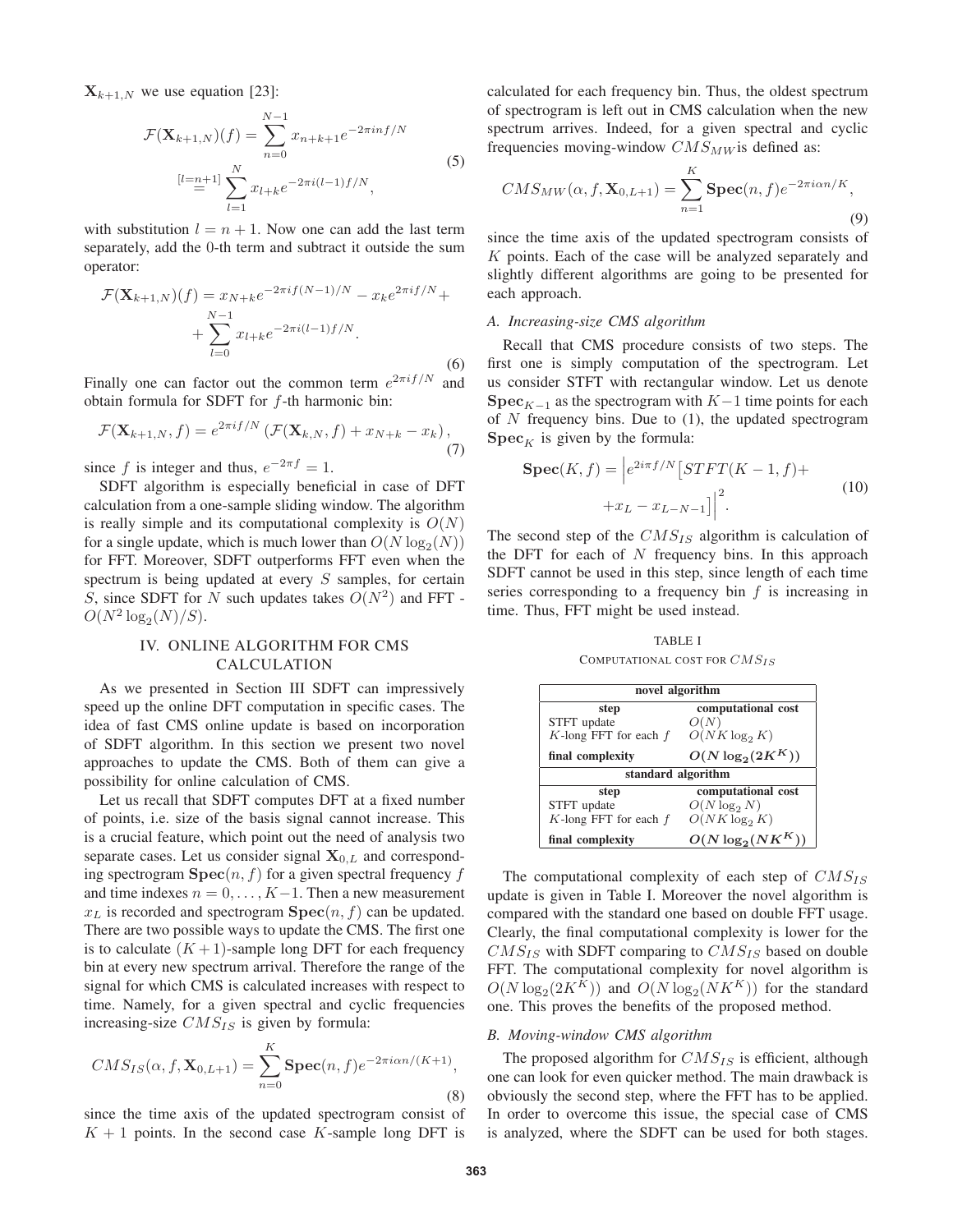$\mathbf{X}_{k+1,N}$ we use equation [23]:

$$\mathcal{F}(\mathbf{X}_{k+1,N})(f) = \sum_{n=0}^{N-1} x_{n+k+1} e^{-2\pi i n f/N} \overset{[l=n+1]}{=} \sum_{l=1}^{N} x_{l+k} e^{-2\pi i (l-1) f/N}, \tag{5}$$

with substitution $l = n + 1$. Now one can add the last term separately, add the 0-th term and subtract it outside the sum operator:

$$\mathcal{F}(\mathbf{X}_{k+1,N})(f) = x_{N+k} e^{-2\pi i f(N-1)/N} - x_k e^{2\pi i f/N} + \sum_{l=0}^{N-1} x_{l+k} e^{-2\pi i (l-1) f/N}. \tag{6}$$

Finally one can factor out the common term $e^{2\pi i f/N}$ and obtain formula for SDFT for $f$-th harmonic bin:

$$\mathcal{F}(\mathbf{X}_{k+1,N}, f) = e^{2\pi i f/N} \left( \mathcal{F}(\mathbf{X}_{k,N}, f) + x_{N+k} - x_k \right), \tag{7}$$

since $f$ is integer and thus, $e^{-2\pi f} = 1$.

SDFT algorithm is especially beneficial in case of DFT calculation from a one-sample sliding window. The algorithm is really simple and its computational complexity is $O(N)$ for a single update, which is much lower than $O(N \log_2(N))$ for FFT. Moreover, SDFT outperforms FFT even when the spectrum is being updated at every $S$ samples, for certain $S$, since SDFT for $N$ such updates takes $O(N^2)$ and FFT - $O(N^2 \log_2(N)/S)$.

## IV. Online algorithm for CMS calculation

As we presented in Section III SDFT can impressively speed up the online DFT computation in specific cases. The idea of fast CMS online update is based on incorporation of SDFT algorithm. In this section we present two novel approaches to update the CMS. Both of them can give a possibility for online calculation of CMS.

Let us recall that SDFT computes DFT at a fixed number of points, i.e. size of the basis signal cannot increase. This is a crucial feature, which point out the need of analysis two separate cases. Let us consider signal $\mathbf{X}_{0,L}$ and corresponding spectrogram $\mathbf{Spec}(n, f)$ for a given spectral frequency $f$ and time indexes $n = 0, \ldots, K-1$. Then a new measurement $x_L$ is recorded and spectrogram $\mathbf{Spec}(n, f)$ can be updated. There are two possible ways to update the CMS. The first one is to calculate $(K+1)$-sample long DFT for each frequency bin at every new spectrum arrival. Therefore the range of the signal for which CMS is calculated increases with respect to time. Namely, for a given spectral and cyclic frequencies increasing-size $CMS_{IS}$ is given by formula:

$$CMS_{IS}(\alpha, f, \mathbf{X}_{0,L+1}) = \sum_{n=0}^{K} \mathbf{Spec}(n, f) e^{-2\pi i \alpha n/(K+1)}, \tag{8}$$

since the time axis of the updated spectrogram consist of $K + 1$ points. In the second case $K$-sample long DFT is calculated for each frequency bin. Thus, the oldest spectrum of spectrogram is left out in CMS calculation when the new spectrum arrives. Indeed, for a given spectral and cyclic frequencies moving-window $CMS_{MW}$ is defined as:

$$CMS_{MW}(\alpha, f, \mathbf{X}_{0,L+1}) = \sum_{n=1}^{K} \mathbf{Spec}(n, f) e^{-2\pi i \alpha n/K}, \tag{9}$$

since the time axis of the updated spectrogram consists of $K$ points. Each of the case will be analyzed separately and slightly different algorithms are going to be presented for each approach.

### A. Increasing-size CMS algorithm

Recall that CMS procedure consists of two steps. The first one is simply computation of the spectrogram. Let us consider STFT with rectangular window. Let us denote $\mathbf{Spec}_{K-1}$ as the spectrogram with $K-1$ time points for each of $N$ frequency bins. Due to (1), the updated spectrogram $\mathbf{Spec}_K$ is given by the formula:

$$\mathbf{Spec}(K, f) = \left| e^{2i\pi f/N} \left[ STFT(K-1, f) + x_L - x_{L-N-1} \right] \right|^2. \tag{10}$$

The second step of the $CMS_{IS}$ algorithm is calculation of the DFT for each of $N$ frequency bins. In this approach SDFT cannot be used in this step, since length of each time series corresponding to a frequency bin $f$ is increasing in time. Thus, FFT might be used instead.

TABLE I
COMPUTATIONAL COST FOR $CMS_{IS}$

| step | computational cost |
|---|---|
| **novel algorithm** | |
| STFT update | $O(N)$ |
| $K$-long FFT for each $f$ | $O(NK \log_2 K)$ |
| **final complexity** | $\boldsymbol{O(N \log_2(2K^K))}$ |
| **standard algorithm** | |
| STFT update | $O(N \log_2 N)$ |
| $K$-long FFT for each $f$ | $O(NK \log_2 K)$ |
| **final complexity** | $\boldsymbol{O(N \log_2(NK^K))}$ |

The computational complexity of each step of $CMS_{IS}$ update is given in Table I. Moreover the novel algorithm is compared with the standard one based on double FFT usage. Clearly, the final computational complexity is lower for the $CMS_{IS}$ with SDFT comparing to $CMS_{IS}$ based on double FFT. The computational complexity for novel algorithm is $O(N \log_2(2K^K))$ and $O(N \log_2(NK^K))$ for the standard one. This proves the benefits of the proposed method.

### B. Moving-window CMS algorithm

The proposed algorithm for $CMS_{IS}$ is efficient, although one can look for even quicker method. The main drawback is obviously the second step, where the FFT has to be applied. In order to overcome this issue, the special case of CMS is analyzed, where the SDFT can be used for both stages.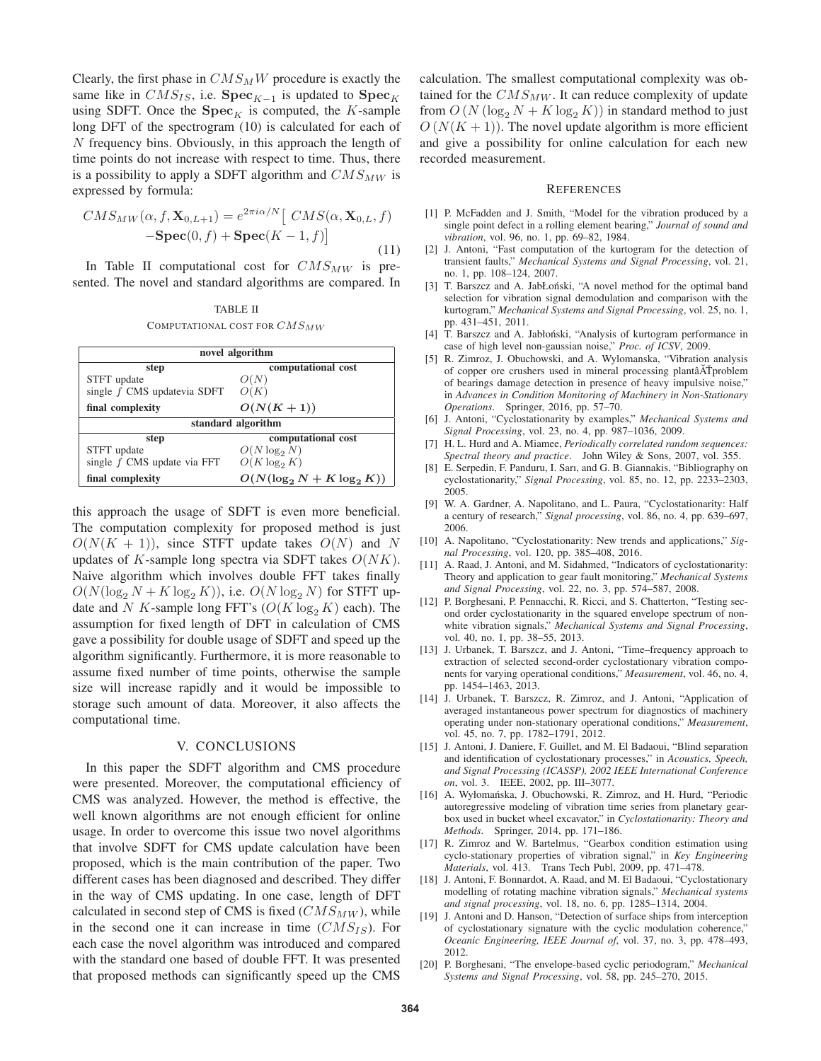Clearly, the first phase in $CMS_MW$ procedure is exactly the same like in $CMS_{IS}$, i.e. $\mathbf{Spec}_{K-1}$ is updated to $\mathbf{Spec}_K$ using SDFT. Once the $\mathbf{Spec}_K$ is computed, the $K$-sample long DFT of the spectrogram (10) is calculated for each of $N$ frequency bins. Obviously, in this approach the length of time points do not increase with respect to time. Thus, there is a possibility to apply a SDFT algorithm and $CMS_{MW}$ is expressed by formula:

$$CMS_{MW}(\alpha, f, \mathbf{X}_{0,L+1}) = e^{2\pi i \alpha/N}\big[\ CMS(\alpha, \mathbf{X}_{0,L}, f) \\ -\mathbf{Spec}(0, f) + \mathbf{Spec}(K-1, f)\big] \tag{11}$$

In Table II computational cost for $CMS_{MW}$ is presented. The novel and standard algorithms are compared. In this approach the usage of SDFT is even more beneficial. The computation complexity for proposed method is just $O(N(K+1))$, since STFT update takes $O(N)$ and $N$ updates of $K$-sample long spectra via SDFT takes $O(NK)$. Naive algorithm which involves double FFT takes finally $O(N(\log_2 N + K\log_2 K))$, i.e. $O(N\log_2 N)$ for STFT update and $N$ $K$-sample long FFT's ($O(K\log_2 K)$ each). The assumption for fixed length of DFT in calculation of CMS gave a possibility for double usage of SDFT and speed up the algorithm significantly. Furthermore, it is more reasonable to assume fixed number of time points, otherwise the sample size will increase rapidly and it would be impossible to storage such amount of data. Moreover, it also affects the computational time.

TABLE II

COMPUTATIONAL COST FOR $CMS_{MW}$

| novel algorithm | |
|---|---|
| **step** | **computational cost** |
| STFT update | $O(N)$ |
| single $f$ CMS updatevia SDFT | $O(K)$ |
| **final complexity** | $\boldsymbol{O(N(K+1))}$ |
| **standard algorithm** | |
| **step** | **computational cost** |
| STFT update | $O(N\log_2 N)$ |
| single $f$ CMS update via FFT | $O(K\log_2 K)$ |
| **final complexity** | $\boldsymbol{O(N(\log_2 N + K\log_2 K))}$ |

## V. CONCLUSIONS

In this paper the SDFT algorithm and CMS procedure were presented. Moreover, the computational efficiency of CMS was analyzed. However, the method is effective, the well known algorithms are not enough efficient for online usage. In order to overcome this issue two novel algorithms that involve SDFT for CMS update calculation have been proposed, which is the main contribution of the paper. Two different cases has been diagnosed and described. They differ in the way of CMS updating. In one case, length of DFT calculated in second step of CMS is fixed ($CMS_{MW}$), while in the second one it can increase in time ($CMS_{IS}$). For each case the novel algorithm was introduced and compared with the standard one based of double FFT. It was presented that proposed methods can significantly speed up the CMS calculation. The smallest computational complexity was obtained for the $CMS_{MW}$. It can reduce complexity of update from $O\left(N\left(\log_2 N + K\log_2 K\right)\right)$ in standard method to just $O\left(N(K+1)\right)$. The novel update algorithm is more efficient and give a possibility for online calculation for each new recorded measurement.

## REFERENCES

[1] P. McFadden and J. Smith, "Model for the vibration produced by a single point defect in a rolling element bearing," *Journal of sound and vibration*, vol. 96, no. 1, pp. 69–82, 1984.

[2] J. Antoni, "Fast computation of the kurtogram for the detection of transient faults," *Mechanical Systems and Signal Processing*, vol. 21, no. 1, pp. 108–124, 2007.

[3] T. Barszcz and A. JabŁoński, "A novel method for the optimal band selection for vibration signal demodulation and comparison with the kurtogram," *Mechanical Systems and Signal Processing*, vol. 25, no. 1, pp. 431–451, 2011.

[4] T. Barszcz and A. Jabłoński, "Analysis of kurtogram performance in case of high level non-gaussian noise," *Proc. of ICSV*, 2009.

[5] R. Zimroz, J. Obuchowski, and A. Wylomanska, "Vibration analysis of copper ore crushers used in mineral processing plantâĂŤproblem of bearings damage detection in presence of heavy impulsive noise," in *Advances in Condition Monitoring of Machinery in Non-Stationary Operations*. Springer, 2016, pp. 57–70.

[6] J. Antoni, "Cyclostationarity by examples," *Mechanical Systems and Signal Processing*, vol. 23, no. 4, pp. 987–1036, 2009.

[7] H. L. Hurd and A. Miamee, *Periodically correlated random sequences: Spectral theory and practice*. John Wiley & Sons, 2007, vol. 355.

[8] E. Serpedin, F. Panduru, I. Sarı, and G. B. Giannakis, "Bibliography on cyclostationarity," *Signal Processing*, vol. 85, no. 12, pp. 2233–2303, 2005.

[9] W. A. Gardner, A. Napolitano, and L. Paura, "Cyclostationarity: Half a century of research," *Signal processing*, vol. 86, no. 4, pp. 639–697, 2006.

[10] A. Napolitano, "Cyclostationarity: New trends and applications," *Signal Processing*, vol. 120, pp. 385–408, 2016.

[11] A. Raad, J. Antoni, and M. Sidahmed, "Indicators of cyclostationarity: Theory and application to gear fault monitoring," *Mechanical Systems and Signal Processing*, vol. 22, no. 3, pp. 574–587, 2008.

[12] P. Borghesani, P. Pennacchi, R. Ricci, and S. Chatterton, "Testing second order cyclostationarity in the squared envelope spectrum of non-white vibration signals," *Mechanical Systems and Signal Processing*, vol. 40, no. 1, pp. 38–55, 2013.

[13] J. Urbanek, T. Barszcz, and J. Antoni, "Time–frequency approach to extraction of selected second-order cyclostationary vibration components for varying operational conditions," *Measurement*, vol. 46, no. 4, pp. 1454–1463, 2013.

[14] J. Urbanek, T. Barszcz, R. Zimroz, and J. Antoni, "Application of averaged instantaneous power spectrum for diagnostics of machinery operating under non-stationary operational conditions," *Measurement*, vol. 45, no. 7, pp. 1782–1791, 2012.

[15] J. Antoni, J. Daniere, F. Guillet, and M. El Badaoui, "Blind separation and identification of cyclostationary processes," in *Acoustics, Speech, and Signal Processing (ICASSP), 2002 IEEE International Conference on*, vol. 3. IEEE, 2002, pp. III–3077.

[16] A. Wyłomańska, J. Obuchowski, R. Zimroz, and H. Hurd, "Periodic autoregressive modeling of vibration time series from planetary gearbox used in bucket wheel excavator," in *Cyclostationarity: Theory and Methods*. Springer, 2014, pp. 171–186.

[17] R. Zimroz and W. Bartelmus, "Gearbox condition estimation using cyclo-stationary properties of vibration signal," in *Key Engineering Materials*, vol. 413. Trans Tech Publ, 2009, pp. 471–478.

[18] J. Antoni, F. Bonnardot, A. Raad, and M. El Badaoui, "Cyclostationary modelling of rotating machine vibration signals," *Mechanical systems and signal processing*, vol. 18, no. 6, pp. 1285–1314, 2004.

[19] J. Antoni and D. Hanson, "Detection of surface ships from interception of cyclostationary signature with the cyclic modulation coherence," *Oceanic Engineering, IEEE Journal of*, vol. 37, no. 3, pp. 478–493, 2012.

[20] P. Borghesani, "The envelope-based cyclic periodogram," *Mechanical Systems and Signal Processing*, vol. 58, pp. 245–270, 2015.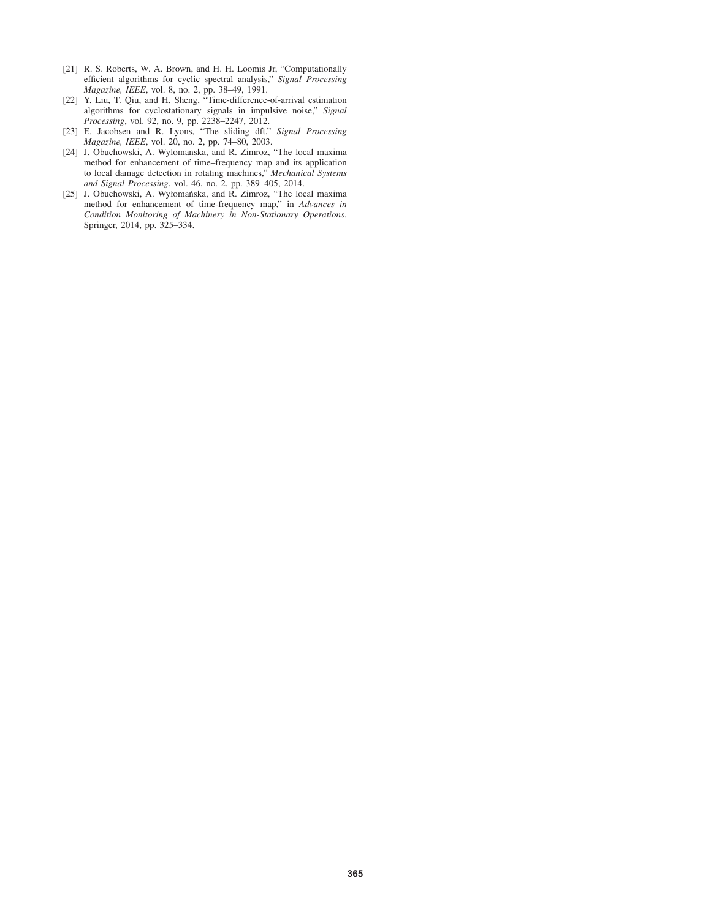[21] R. S. Roberts, W. A. Brown, and H. H. Loomis Jr, "Computationally efficient algorithms for cyclic spectral analysis," *Signal Processing Magazine, IEEE*, vol. 8, no. 2, pp. 38–49, 1991.

[22] Y. Liu, T. Qiu, and H. Sheng, "Time-difference-of-arrival estimation algorithms for cyclostationary signals in impulsive noise," *Signal Processing*, vol. 92, no. 9, pp. 2238–2247, 2012.

[23] E. Jacobsen and R. Lyons, "The sliding dft," *Signal Processing Magazine, IEEE*, vol. 20, no. 2, pp. 74–80, 2003.

[24] J. Obuchowski, A. Wylomanska, and R. Zimroz, "The local maxima method for enhancement of time–frequency map and its application to local damage detection in rotating machines," *Mechanical Systems and Signal Processing*, vol. 46, no. 2, pp. 389–405, 2014.

[25] J. Obuchowski, A. Wyłomańska, and R. Zimroz, "The local maxima method for enhancement of time-frequency map," in *Advances in Condition Monitoring of Machinery in Non-Stationary Operations*. Springer, 2014, pp. 325–334.